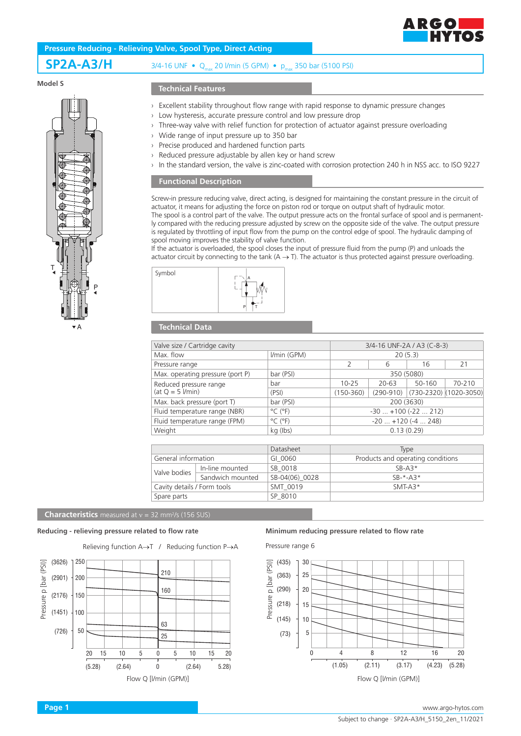# Pressure Reducing - Relieving Valve, Spool Type, Direct Acting

## SP2A-A3/H

3/4-16 UNF • $Q_{max}$ 20 l/min (5 GPM) • $p_{max}$ 350 bar (5100 PSI)

Model S

T

P

A

## Technical Features

- Excellent stability throughout flow range with rapid response to dynamic pressure changes
- Low hysteresis, accurate pressure control and low pressure drop
- Three-way valve with relief function for protection of actuator against pressure overloading
- Wide range of input pressure up to 350 bar
- Precise produced and hardened function parts
- Reduced pressure adjustable by allen key or hand screw
- In the standard version, the valve is zinc-coated with corrosion protection 240 h in NSS acc. to ISO 9227

## Functional Description

Screw-in pressure reducing valve, direct acting, is designed for maintaining the constant pressure in the circuit of actuator, it means for adjusting the force on piston rod or torque on output shaft of hydraulic motor.
The spool is a control part of the valve. The output pressure acts on the frontal surface of spool and is permanently compared with the reducing pressure adjusted by screw on the opposite side of the valve. The output pressure is regulated by throttling of input flow from the pump on the control edge of spool. The hydraulic damping of spool moving improves the stability of valve function.
If the actuator is overloaded, the spool closes the input of pressure fluid from the pump (P) and unloads the actuator circuit by connecting to the tank (A → T). The actuator is thus protected against pressure overloading.

Symbol

## Technical Data

| Valve size / Cartridge cavity | | 3/4-16 UNF-2A / A3 (C-8-3) | | | |
|---|---|---|---|---|---|
| Max. flow | l/min (GPM) | 20 (5.3) | | | |
| Pressure range | | 2 | 6 | 16 | 21 |
| Max. operating pressure (port P) | bar (PSI) | 350 (5080) | | | |
| Reduced pressure range (at Q = 5 l/min) | bar | 10-25 | 20-63 | 50-160 | 70-210 |
| | (PSI) | (150-360) | (290-910) | (730-2320) | (1020-3050) |
| Max. back pressure (port T) | bar (PSI) | 200 (3630) | | | |
| Fluid temperature range (NBR) | °C (°F) | -30 ... +100 (-22 ... 212) | | | |
| Fluid temperature range (FPM) | °C (°F) | -20 ... +120 (-4 ... 248) | | | |
| Weight | kg (lbs) | 0.13 (0.29) | | | |

| | | Datasheet | Type |
|---|---|---|---|
| General information | | GI_0060 | Products and operating conditions |
| Valve bodies | In-line mounted | SB_0018 | SB-A3* |
| | Sandwich mounted | SB-04(06)_0028 | SB-*-A3* |
| Cavity details / Form tools | | SMT_0019 | SMT-A3* |
| Spare parts | | SP_8010 | |

## Characteristics measured at ν = 32 mm²/s (156 SUS)

### Reducing - relieving pressure related to flow rate

Relieving function A→T / Reducing function P→A

Pressure p [bar (PSI)]: 250 (3626), 200 (2901), 150 (2176), 100 (1451), 50 (726)

Curves: 210, 160, 63, 25

Flow Q [l/min (GPM)]: 20 (5.28), 15, 10 (2.64), 5, 0, 5, 10 (2.64), 15, 20 (5.28)

### Minimum reducing pressure related to flow rate

Pressure range 6

Pressure p [bar (PSI)]: 30 (435), 25 (363), 20 (290), 15 (218), 10 (145), 5 (73)

Flow Q [l/min (GPM)]: 0, 4 (1.05), 8 (2.11), 12 (3.17), 16 (4.23), 20 (5.28)

www.argo-hytos.com

Subject to change · SP2A-A3/H_5150_2en_11/2021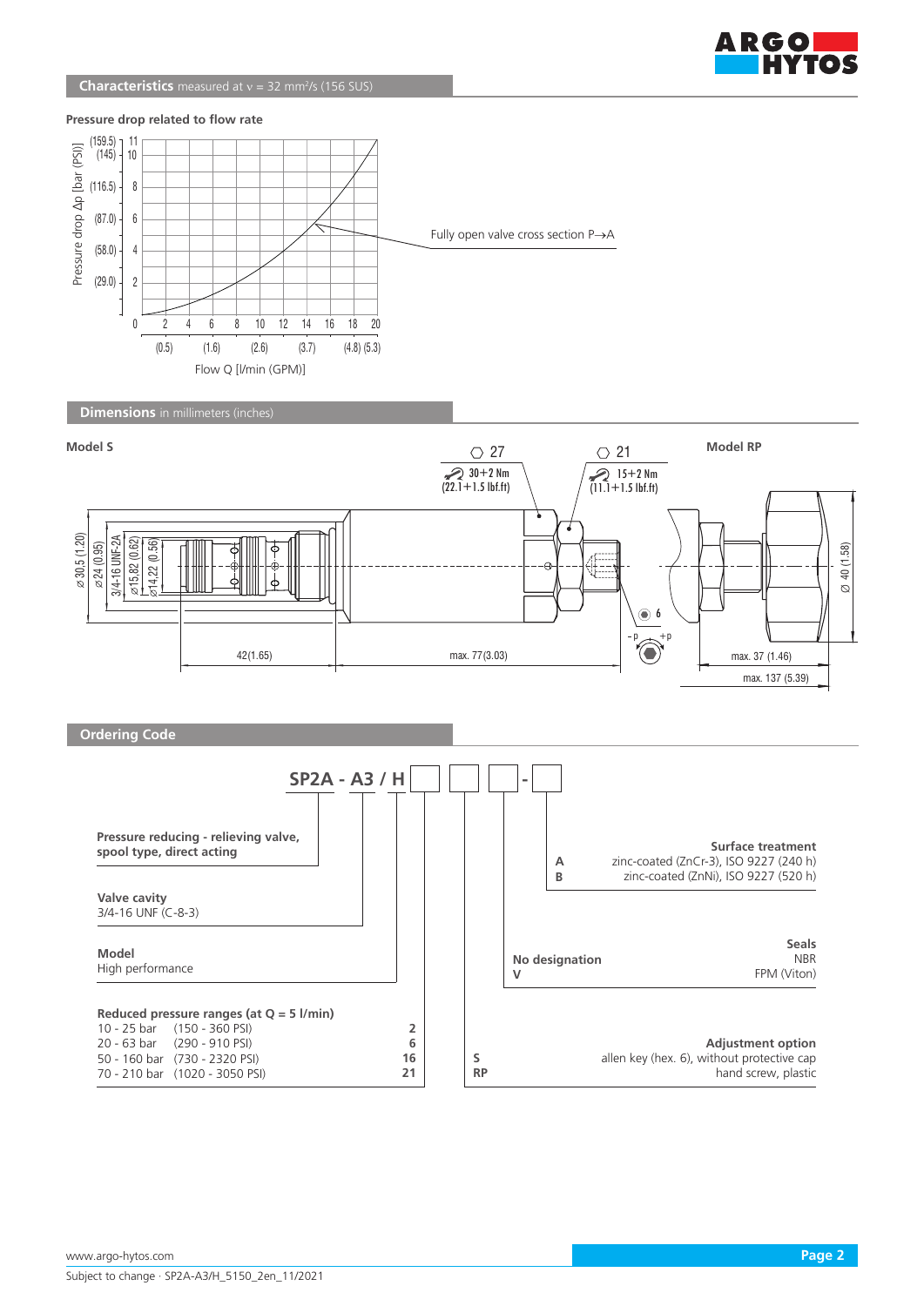## Characteristics measured at ν = 32 mm²/s (156 SUS)

**Pressure drop related to flow rate**

Pressure drop Δp [bar (PSI)]

(159.5) 11
(145) 10
(116.5) 8
(87.0) 6
(58.0) 4
(29.0) 2
0

0 2 4 6 8 10 12 14 16 18 20
(0.5) (1.6) (2.6) (3.7) (4.8) (5.3)

Flow Q [l/min (GPM)]

Fully open valve cross section P→A

## Dimensions in millimeters (inches)

**Model S**

**Model RP**

⬡ 27
30+2 Nm
(22.1+1.5 lbf.ft)

⬡ 21
15+2 Nm
(11.1+1.5 lbf.ft)

⌀ 30.5 (1.20)
⌀ 24 (0.95)
3/4-16 UNF-2A
⌀ 15.82 (0.62)
⌀ 14.22 (0.56)

6
-p +p

⌀ 40 (1.58)

42(1.65)
max. 77(3.03)
max. 37 (1.46)
max. 137 (5.39)

## Ordering Code

**SP2A - A3 / H** ☐ ☐ ☐ - ☐

**Pressure reducing - relieving valve, spool type, direct acting**

**Valve cavity**
3/4-16 UNF (C-8-3)

**Model**
High performance

**Reduced pressure ranges (at Q = 5 l/min)**

| | | |
|---|---|---|
| 10 - 25 bar | (150 - 360 PSI) | 2 |
| 20 - 63 bar | (290 - 910 PSI) | 6 |
| 50 - 160 bar | (730 - 2320 PSI) | 16 |
| 70 - 210 bar | (1020 - 3050 PSI) | 21 |

**Adjustment option**

| | |
|---|---|
| S | allen key (hex. 6), without protective cap |
| RP | hand screw, plastic |

**Seals**

| | |
|---|---|
| **No designation** | NBR |
| **V** | FPM (Viton) |

**Surface treatment**

| | |
|---|---|
| A | zinc-coated (ZnCr-3), ISO 9227 (240 h) |
| B | zinc-coated (ZnNi), ISO 9227 (520 h) |

www.argo-hytos.com

Subject to change · SP2A-A3/H_5150_2en_11/2021